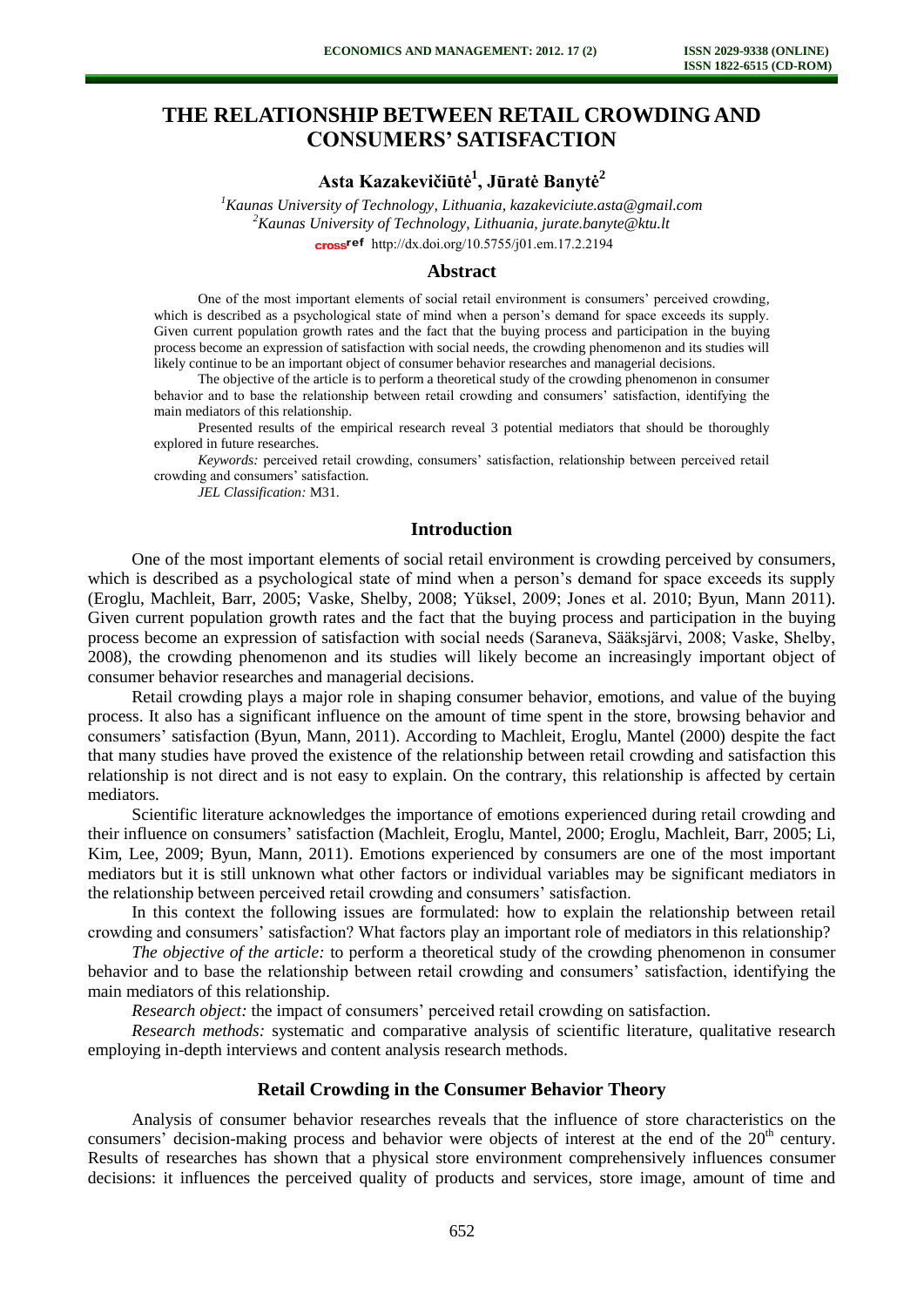# THE RELATIONSHIP BETWEEN RETAIL CROWDING AND CONSUMERS' SATISFACTION

**Asta Kazakevičiūtė[1], Jūratė Banytė[2]**

*[1]Kaunas University of Technology, Lithuania, kazakeviciute.asta@gmail.com*
*[2]Kaunas University of Technology, Lithuania, jurate.banyte@ktu.lt*

http://dx.doi.org/10.5755/j01.em.17.2.2194

## Abstract

One of the most important elements of social retail environment is consumers' perceived crowding, which is described as a psychological state of mind when a person's demand for space exceeds its supply. Given current population growth rates and the fact that the buying process and participation in the buying process become an expression of satisfaction with social needs, the crowding phenomenon and its studies will likely continue to be an important object of consumer behavior researches and managerial decisions.

The objective of the article is to perform a theoretical study of the crowding phenomenon in consumer behavior and to base the relationship between retail crowding and consumers' satisfaction, identifying the main mediators of this relationship.

Presented results of the empirical research reveal 3 potential mediators that should be thoroughly explored in future researches.

*Keywords:* perceived retail crowding, consumers' satisfaction, relationship between perceived retail crowding and consumers' satisfaction.

*JEL Classification:* M31.

## Introduction

One of the most important elements of social retail environment is crowding perceived by consumers, which is described as a psychological state of mind when a person's demand for space exceeds its supply (Eroglu, Machleit, Barr, 2005; Vaske, Shelby, 2008; Yüksel, 2009; Jones et al. 2010; Byun, Mann 2011). Given current population growth rates and the fact that the buying process and participation in the buying process become an expression of satisfaction with social needs (Saraneva, Sääksjärvi, 2008; Vaske, Shelby, 2008), the crowding phenomenon and its studies will likely become an increasingly important object of consumer behavior researches and managerial decisions.

Retail crowding plays a major role in shaping consumer behavior, emotions, and value of the buying process. It also has a significant influence on the amount of time spent in the store, browsing behavior and consumers' satisfaction (Byun, Mann, 2011). According to Machleit, Eroglu, Mantel (2000) despite the fact that many studies have proved the existence of the relationship between retail crowding and satisfaction this relationship is not direct and is not easy to explain. On the contrary, this relationship is affected by certain mediators.

Scientific literature acknowledges the importance of emotions experienced during retail crowding and their influence on consumers' satisfaction (Machleit, Eroglu, Mantel, 2000; Eroglu, Machleit, Barr, 2005; Li, Kim, Lee, 2009; Byun, Mann, 2011). Emotions experienced by consumers are one of the most important mediators but it is still unknown what other factors or individual variables may be significant mediators in the relationship between perceived retail crowding and consumers' satisfaction.

In this context the following issues are formulated: how to explain the relationship between retail crowding and consumers' satisfaction? What factors play an important role of mediators in this relationship?

*The objective of the article:* to perform a theoretical study of the crowding phenomenon in consumer behavior and to base the relationship between retail crowding and consumers' satisfaction, identifying the main mediators of this relationship.

*Research object:* the impact of consumers' perceived retail crowding on satisfaction.

*Research methods:* systematic and comparative analysis of scientific literature, qualitative research employing in-depth interviews and content analysis research methods.

## Retail Crowding in the Consumer Behavior Theory

Analysis of consumer behavior researches reveals that the influence of store characteristics on the consumers' decision-making process and behavior were objects of interest at the end of the 20th century. Results of researches has shown that a physical store environment comprehensively influences consumer decisions: it influences the perceived quality of products and services, store image, amount of time and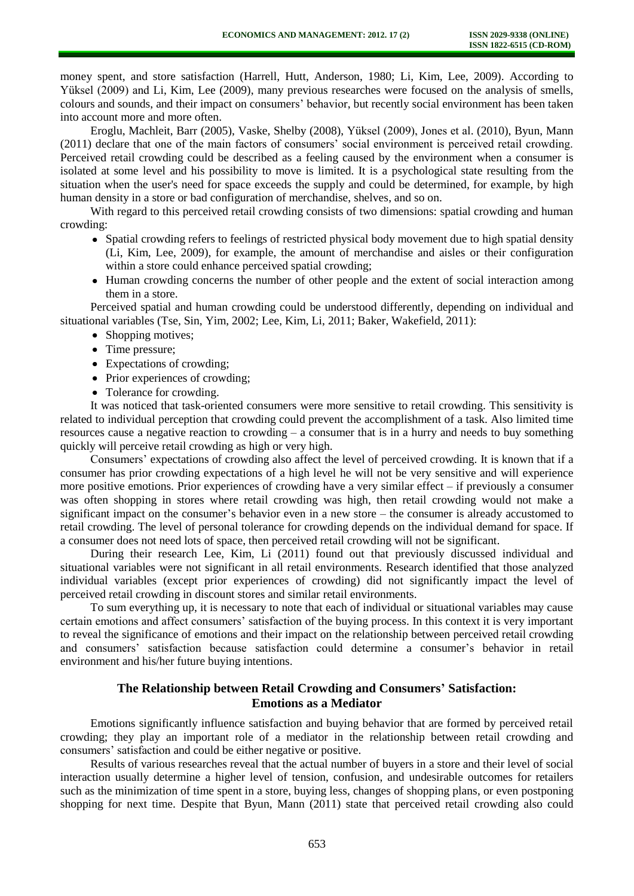money spent, and store satisfaction (Harrell, Hutt, Anderson, 1980; Li, Kim, Lee, 2009). According to Yüksel (2009) and Li, Kim, Lee (2009), many previous researches were focused on the analysis of smells, colours and sounds, and their impact on consumers' behavior, but recently social environment has been taken into account more and more often.

Eroglu, Machleit, Barr (2005), Vaske, Shelby (2008), Yüksel (2009), Jones et al. (2010), Byun, Mann (2011) declare that one of the main factors of consumers' social environment is perceived retail crowding. Perceived retail crowding could be described as a feeling caused by the environment when a consumer is isolated at some level and his possibility to move is limited. It is a psychological state resulting from the situation when the user's need for space exceeds the supply and could be determined, for example, by high human density in a store or bad configuration of merchandise, shelves, and so on.

With regard to this perceived retail crowding consists of two dimensions: spatial crowding and human crowding:

- Spatial crowding refers to feelings of restricted physical body movement due to high spatial density (Li, Kim, Lee, 2009), for example, the amount of merchandise and aisles or their configuration within a store could enhance perceived spatial crowding;
- Human crowding concerns the number of other people and the extent of social interaction among them in a store.

Perceived spatial and human crowding could be understood differently, depending on individual and situational variables (Tse, Sin, Yim, 2002; Lee, Kim, Li, 2011; Baker, Wakefield, 2011):

- Shopping motives;
- Time pressure;
- Expectations of crowding;
- Prior experiences of crowding;
- Tolerance for crowding.

It was noticed that task-oriented consumers were more sensitive to retail crowding. This sensitivity is related to individual perception that crowding could prevent the accomplishment of a task. Also limited time resources cause a negative reaction to crowding – a consumer that is in a hurry and needs to buy something quickly will perceive retail crowding as high or very high.

Consumers' expectations of crowding also affect the level of perceived crowding. It is known that if a consumer has prior crowding expectations of a high level he will not be very sensitive and will experience more positive emotions. Prior experiences of crowding have a very similar effect – if previously a consumer was often shopping in stores where retail crowding was high, then retail crowding would not make a significant impact on the consumer's behavior even in a new store – the consumer is already accustomed to retail crowding. The level of personal tolerance for crowding depends on the individual demand for space. If a consumer does not need lots of space, then perceived retail crowding will not be significant.

During their research Lee, Kim, Li (2011) found out that previously discussed individual and situational variables were not significant in all retail environments. Research identified that those analyzed individual variables (except prior experiences of crowding) did not significantly impact the level of perceived retail crowding in discount stores and similar retail environments.

To sum everything up, it is necessary to note that each of individual or situational variables may cause certain emotions and affect consumers' satisfaction of the buying process. In this context it is very important to reveal the significance of emotions and their impact on the relationship between perceived retail crowding and consumers' satisfaction because satisfaction could determine a consumer's behavior in retail environment and his/her future buying intentions.

## The Relationship between Retail Crowding and Consumers' Satisfaction: Emotions as a Mediator

Emotions significantly influence satisfaction and buying behavior that are formed by perceived retail crowding; they play an important role of a mediator in the relationship between retail crowding and consumers' satisfaction and could be either negative or positive.

Results of various researches reveal that the actual number of buyers in a store and their level of social interaction usually determine a higher level of tension, confusion, and undesirable outcomes for retailers such as the minimization of time spent in a store, buying less, changes of shopping plans, or even postponing shopping for next time. Despite that Byun, Mann (2011) state that perceived retail crowding also could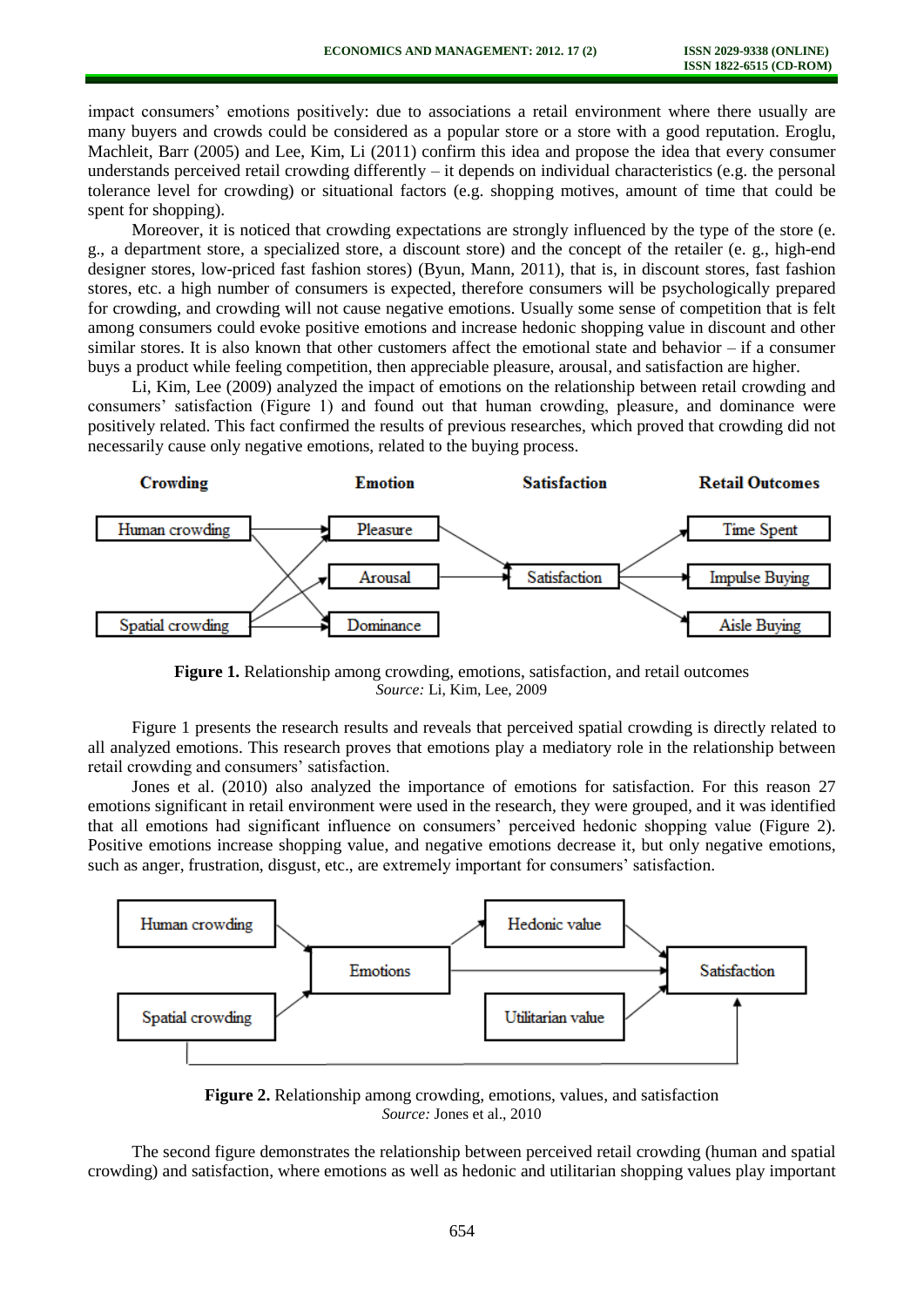impact consumers' emotions positively: due to associations a retail environment where there usually are many buyers and crowds could be considered as a popular store or a store with a good reputation. Eroglu, Machleit, Barr (2005) and Lee, Kim, Li (2011) confirm this idea and propose the idea that every consumer understands perceived retail crowding differently – it depends on individual characteristics (e.g. the personal tolerance level for crowding) or situational factors (e.g. shopping motives, amount of time that could be spent for shopping).

Moreover, it is noticed that crowding expectations are strongly influenced by the type of the store (e. g., a department store, a specialized store, a discount store) and the concept of the retailer (e. g., high-end designer stores, low-priced fast fashion stores) (Byun, Mann, 2011), that is, in discount stores, fast fashion stores, etc. a high number of consumers is expected, therefore consumers will be psychologically prepared for crowding, and crowding will not cause negative emotions. Usually some sense of competition that is felt among consumers could evoke positive emotions and increase hedonic shopping value in discount and other similar stores. It is also known that other customers affect the emotional state and behavior – if a consumer buys a product while feeling competition, then appreciable pleasure, arousal, and satisfaction are higher.

Li, Kim, Lee (2009) analyzed the impact of emotions on the relationship between retail crowding and consumers' satisfaction (Figure 1) and found out that human crowding, pleasure, and dominance were positively related. This fact confirmed the results of previous researches, which proved that crowding did not necessarily cause only negative emotions, related to the buying process.

**Figure 1.** Relationship among crowding, emotions, satisfaction, and retail outcomes
*Source:* Li, Kim, Lee, 2009

Figure 1 presents the research results and reveals that perceived spatial crowding is directly related to all analyzed emotions. This research proves that emotions play a mediatory role in the relationship between retail crowding and consumers' satisfaction.

Jones et al. (2010) also analyzed the importance of emotions for satisfaction. For this reason 27 emotions significant in retail environment were used in the research, they were grouped, and it was identified that all emotions had significant influence on consumers' perceived hedonic shopping value (Figure 2). Positive emotions increase shopping value, and negative emotions decrease it, but only negative emotions, such as anger, frustration, disgust, etc., are extremely important for consumers' satisfaction.

**Figure 2.** Relationship among crowding, emotions, values, and satisfaction
*Source:* Jones et al., 2010

The second figure demonstrates the relationship between perceived retail crowding (human and spatial crowding) and satisfaction, where emotions as well as hedonic and utilitarian shopping values play important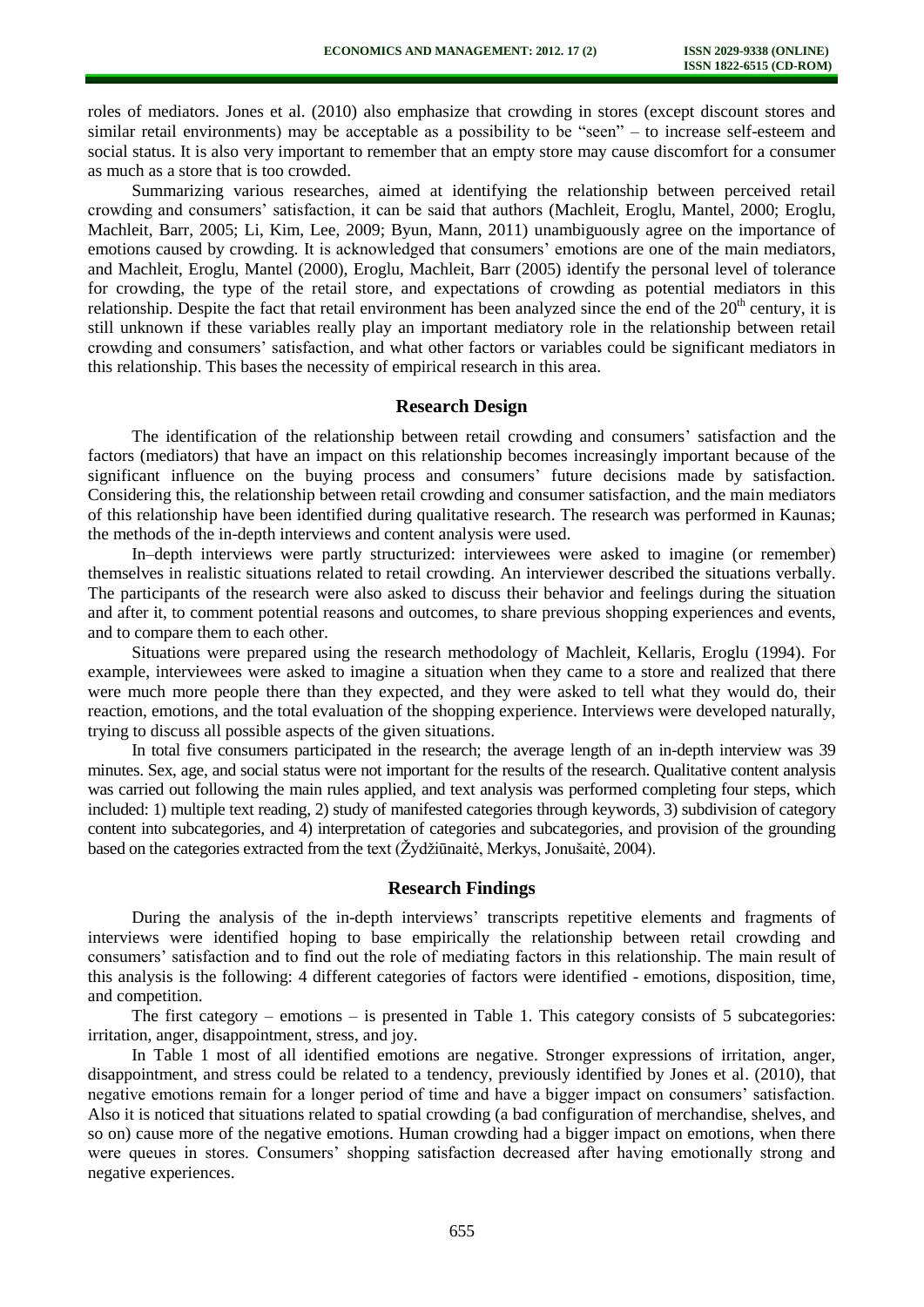roles of mediators. Jones et al. (2010) also emphasize that crowding in stores (except discount stores and similar retail environments) may be acceptable as a possibility to be "seen" – to increase self-esteem and social status. It is also very important to remember that an empty store may cause discomfort for a consumer as much as a store that is too crowded.

Summarizing various researches, aimed at identifying the relationship between perceived retail crowding and consumers' satisfaction, it can be said that authors (Machleit, Eroglu, Mantel, 2000; Eroglu, Machleit, Barr, 2005; Li, Kim, Lee, 2009; Byun, Mann, 2011) unambiguously agree on the importance of emotions caused by crowding. It is acknowledged that consumers' emotions are one of the main mediators, and Machleit, Eroglu, Mantel (2000), Eroglu, Machleit, Barr (2005) identify the personal level of tolerance for crowding, the type of the retail store, and expectations of crowding as potential mediators in this relationship. Despite the fact that retail environment has been analyzed since the end of the 20th century, it is still unknown if these variables really play an important mediatory role in the relationship between retail crowding and consumers' satisfaction, and what other factors or variables could be significant mediators in this relationship. This bases the necessity of empirical research in this area.

## Research Design

The identification of the relationship between retail crowding and consumers' satisfaction and the factors (mediators) that have an impact on this relationship becomes increasingly important because of the significant influence on the buying process and consumers' future decisions made by satisfaction. Considering this, the relationship between retail crowding and consumer satisfaction, and the main mediators of this relationship have been identified during qualitative research. The research was performed in Kaunas; the methods of the in-depth interviews and content analysis were used.

In–depth interviews were partly structurized: interviewees were asked to imagine (or remember) themselves in realistic situations related to retail crowding. An interviewer described the situations verbally. The participants of the research were also asked to discuss their behavior and feelings during the situation and after it, to comment potential reasons and outcomes, to share previous shopping experiences and events, and to compare them to each other.

Situations were prepared using the research methodology of Machleit, Kellaris, Eroglu (1994). For example, interviewees were asked to imagine a situation when they came to a store and realized that there were much more people there than they expected, and they were asked to tell what they would do, their reaction, emotions, and the total evaluation of the shopping experience. Interviews were developed naturally, trying to discuss all possible aspects of the given situations.

In total five consumers participated in the research; the average length of an in-depth interview was 39 minutes. Sex, age, and social status were not important for the results of the research. Qualitative content analysis was carried out following the main rules applied, and text analysis was performed completing four steps, which included: 1) multiple text reading, 2) study of manifested categories through keywords, 3) subdivision of category content into subcategories, and 4) interpretation of categories and subcategories, and provision of the grounding based on the categories extracted from the text (Žydžiūnaitė, Merkys, Jonušaitė, 2004).

## Research Findings

During the analysis of the in-depth interviews' transcripts repetitive elements and fragments of interviews were identified hoping to base empirically the relationship between retail crowding and consumers' satisfaction and to find out the role of mediating factors in this relationship. The main result of this analysis is the following: 4 different categories of factors were identified - emotions, disposition, time, and competition.

The first category – emotions – is presented in Table 1. This category consists of 5 subcategories: irritation, anger, disappointment, stress, and joy.

In Table 1 most of all identified emotions are negative. Stronger expressions of irritation, anger, disappointment, and stress could be related to a tendency, previously identified by Jones et al. (2010), that negative emotions remain for a longer period of time and have a bigger impact on consumers' satisfaction. Also it is noticed that situations related to spatial crowding (a bad configuration of merchandise, shelves, and so on) cause more of the negative emotions. Human crowding had a bigger impact on emotions, when there were queues in stores. Consumers' shopping satisfaction decreased after having emotionally strong and negative experiences.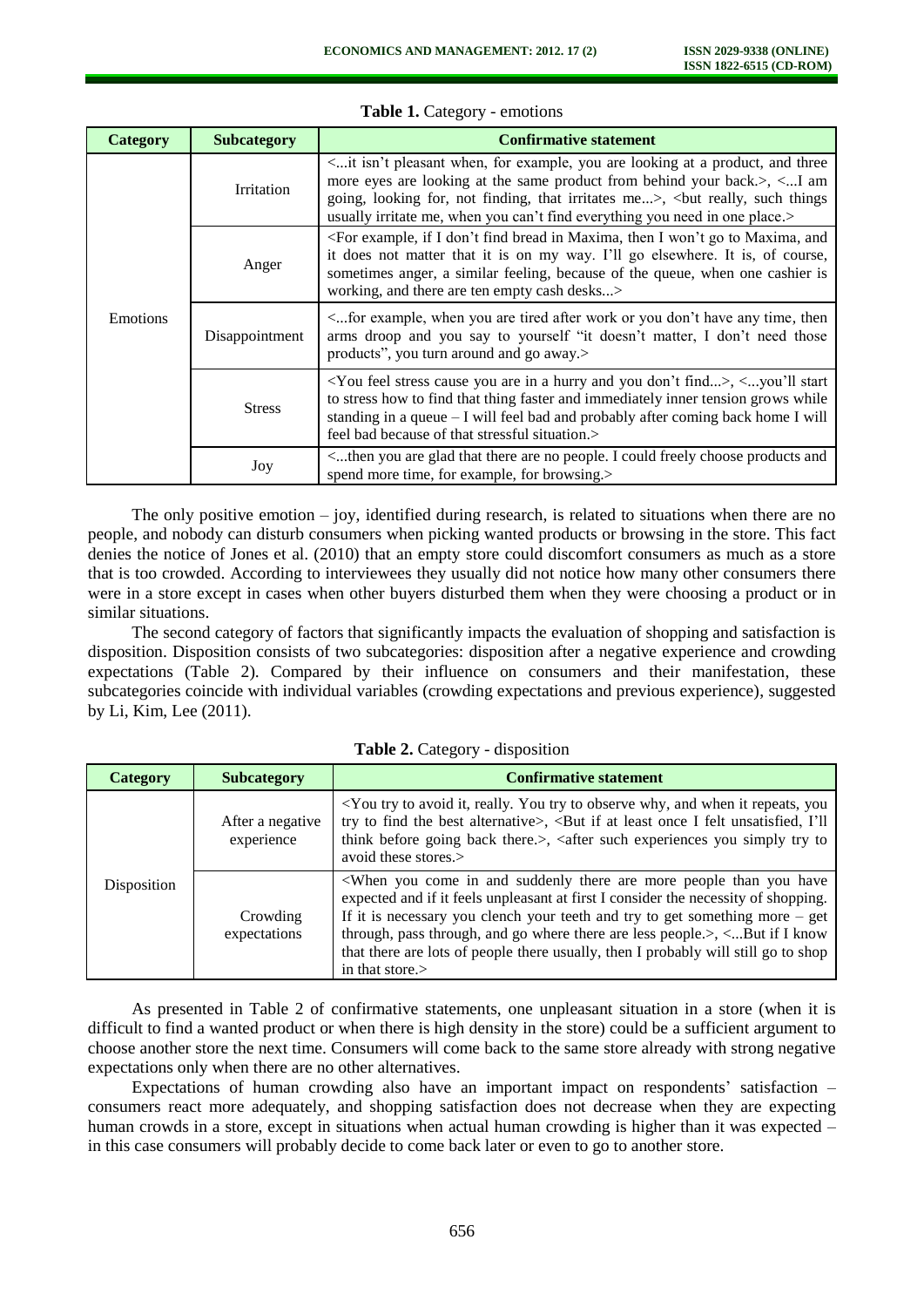**Table 1.** Category - emotions

| Category | Subcategory | Confirmative statement |
|---|---|---|
| Emotions | Irritation | <...it isn't pleasant when, for example, you are looking at a product, and three more eyes are looking at the same product from behind your back.>, <...I am going, looking for, not finding, that irritates me...>, <but really, such things usually irritate me, when you can't find everything you need in one place.> |
| | Anger | <For example, if I don't find bread in Maxima, then I won't go to Maxima, and it does not matter that it is on my way. I'll go elsewhere. It is, of course, sometimes anger, a similar feeling, because of the queue, when one cashier is working, and there are ten empty cash desks...> |
| | Disappointment | <...for example, when you are tired after work or you don't have any time, then arms droop and you say to yourself "it doesn't matter, I don't need those products", you turn around and go away.> |
| | Stress | <You feel stress cause you are in a hurry and you don't find...>, <...you'll start to stress how to find that thing faster and immediately inner tension grows while standing in a queue – I will feel bad and probably after coming back home I will feel bad because of that stressful situation.> |
| | Joy | <...then you are glad that there are no people. I could freely choose products and spend more time, for example, for browsing.> |

The only positive emotion – joy, identified during research, is related to situations when there are no people, and nobody can disturb consumers when picking wanted products or browsing in the store. This fact denies the notice of Jones et al. (2010) that an empty store could discomfort consumers as much as a store that is too crowded. According to interviewees they usually did not notice how many other consumers there were in a store except in cases when other buyers disturbed them when they were choosing a product or in similar situations.

The second category of factors that significantly impacts the evaluation of shopping and satisfaction is disposition. Disposition consists of two subcategories: disposition after a negative experience and crowding expectations (Table 2). Compared by their influence on consumers and their manifestation, these subcategories coincide with individual variables (crowding expectations and previous experience), suggested by Li, Kim, Lee (2011).

**Table 2.** Category - disposition

| Category | Subcategory | Confirmative statement |
|---|---|---|
| Disposition | After a negative experience | <You try to avoid it, really. You try to observe why, and when it repeats, you try to find the best alternative>, <But if at least once I felt unsatisfied, I'll think before going back there.>, <after such experiences you simply try to avoid these stores.> |
| | Crowding expectations | <When you come in and suddenly there are more people than you have expected and if it feels unpleasant at first I consider the necessity of shopping. If it is necessary you clench your teeth and try to get something more – get through, pass through, and go where there are less people.>, <...But if I know that there are lots of people there usually, then I probably will still go to shop in that store.> |

As presented in Table 2 of confirmative statements, one unpleasant situation in a store (when it is difficult to find a wanted product or when there is high density in the store) could be a sufficient argument to choose another store the next time. Consumers will come back to the same store already with strong negative expectations only when there are no other alternatives.

Expectations of human crowding also have an important impact on respondents' satisfaction – consumers react more adequately, and shopping satisfaction does not decrease when they are expecting human crowds in a store, except in situations when actual human crowding is higher than it was expected – in this case consumers will probably decide to come back later or even to go to another store.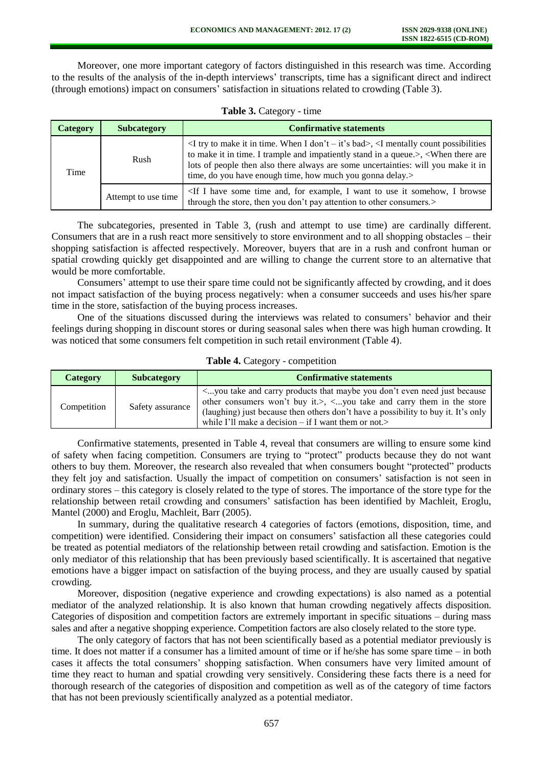Moreover, one more important category of factors distinguished in this research was time. According to the results of the analysis of the in-depth interviews' transcripts, time has a significant direct and indirect (through emotions) impact on consumers' satisfaction in situations related to crowding (Table 3).

**Table 3.** Category - time

| Category | Subcategory | Confirmative statements |
|---|---|---|
| Time | Rush | <I try to make it in time. When I don't – it's bad>, <I mentally count possibilities to make it in time. I trample and impatiently stand in a queue.>, <When there are lots of people then also there always are some uncertainties: will you make it in time, do you have enough time, how much you gonna delay.> |
| | Attempt to use time | <If I have some time and, for example, I want to use it somehow, I browse through the store, then you don't pay attention to other consumers.> |

The subcategories, presented in Table 3, (rush and attempt to use time) are cardinally different. Consumers that are in a rush react more sensitively to store environment and to all shopping obstacles – their shopping satisfaction is affected respectively. Moreover, buyers that are in a rush and confront human or spatial crowding quickly get disappointed and are willing to change the current store to an alternative that would be more comfortable.

Consumers' attempt to use their spare time could not be significantly affected by crowding, and it does not impact satisfaction of the buying process negatively: when a consumer succeeds and uses his/her spare time in the store, satisfaction of the buying process increases.

One of the situations discussed during the interviews was related to consumers' behavior and their feelings during shopping in discount stores or during seasonal sales when there was high human crowding. It was noticed that some consumers felt competition in such retail environment (Table 4).

**Table 4.** Category - competition

| Category | Subcategory | Confirmative statements |
|---|---|---|
| Competition | Safety assurance | <...you take and carry products that maybe you don't even need just because other consumers won't buy it.>, <...you take and carry them in the store (laughing) just because then others don't have a possibility to buy it. It's only while I'll make a decision – if I want them or not.> |

Confirmative statements, presented in Table 4, reveal that consumers are willing to ensure some kind of safety when facing competition. Consumers are trying to "protect" products because they do not want others to buy them. Moreover, the research also revealed that when consumers bought "protected" products they felt joy and satisfaction. Usually the impact of competition on consumers' satisfaction is not seen in ordinary stores – this category is closely related to the type of stores. The importance of the store type for the relationship between retail crowding and consumers' satisfaction has been identified by Machleit, Eroglu, Mantel (2000) and Eroglu, Machleit, Barr (2005).

In summary, during the qualitative research 4 categories of factors (emotions, disposition, time, and competition) were identified. Considering their impact on consumers' satisfaction all these categories could be treated as potential mediators of the relationship between retail crowding and satisfaction. Emotion is the only mediator of this relationship that has been previously based scientifically. It is ascertained that negative emotions have a bigger impact on satisfaction of the buying process, and they are usually caused by spatial crowding.

Moreover, disposition (negative experience and crowding expectations) is also named as a potential mediator of the analyzed relationship. It is also known that human crowding negatively affects disposition. Categories of disposition and competition factors are extremely important in specific situations – during mass sales and after a negative shopping experience. Competition factors are also closely related to the store type.

The only category of factors that has not been scientifically based as a potential mediator previously is time. It does not matter if a consumer has a limited amount of time or if he/she has some spare time – in both cases it affects the total consumers' shopping satisfaction. When consumers have very limited amount of time they react to human and spatial crowding very sensitively. Considering these facts there is a need for thorough research of the categories of disposition and competition as well as of the category of time factors that has not been previously scientifically analyzed as a potential mediator.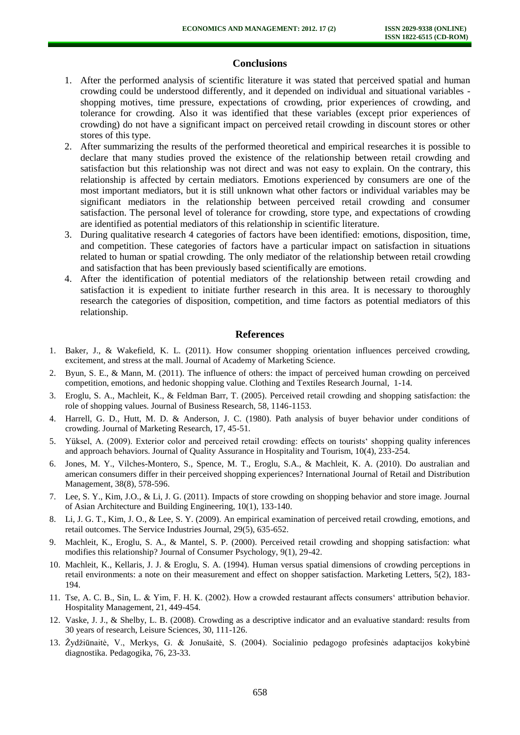## Conclusions

1. After the performed analysis of scientific literature it was stated that perceived spatial and human crowding could be understood differently, and it depended on individual and situational variables - shopping motives, time pressure, expectations of crowding, prior experiences of crowding, and tolerance for crowding. Also it was identified that these variables (except prior experiences of crowding) do not have a significant impact on perceived retail crowding in discount stores or other stores of this type.
2. After summarizing the results of the performed theoretical and empirical researches it is possible to declare that many studies proved the existence of the relationship between retail crowding and satisfaction but this relationship was not direct and was not easy to explain. On the contrary, this relationship is affected by certain mediators. Emotions experienced by consumers are one of the most important mediators, but it is still unknown what other factors or individual variables may be significant mediators in the relationship between perceived retail crowding and consumer satisfaction. The personal level of tolerance for crowding, store type, and expectations of crowding are identified as potential mediators of this relationship in scientific literature.
3. During qualitative research 4 categories of factors have been identified: emotions, disposition, time, and competition. These categories of factors have a particular impact on satisfaction in situations related to human or spatial crowding. The only mediator of the relationship between retail crowding and satisfaction that has been previously based scientifically are emotions.
4. After the identification of potential mediators of the relationship between retail crowding and satisfaction it is expedient to initiate further research in this area. It is necessary to thoroughly research the categories of disposition, competition, and time factors as potential mediators of this relationship.

## References

1. Baker, J., & Wakefield, K. L. (2011). How consumer shopping orientation influences perceived crowding, excitement, and stress at the mall. Journal of Academy of Marketing Science.
2. Byun, S. E., & Mann, M. (2011). The influence of others: the impact of perceived human crowding on perceived competition, emotions, and hedonic shopping value. Clothing and Textiles Research Journal, 1-14.
3. Eroglu, S. A., Machleit, K., & Feldman Barr, T. (2005). Perceived retail crowding and shopping satisfaction: the role of shopping values. Journal of Business Research, 58, 1146-1153.
4. Harrell, G. D., Hutt, M. D. & Anderson, J. C. (1980). Path analysis of buyer behavior under conditions of crowding. Journal of Marketing Research, 17, 45-51.
5. Yüksel, A. (2009). Exterior color and perceived retail crowding: effects on tourists' shopping quality inferences and approach behaviors. Journal of Quality Assurance in Hospitality and Tourism, 10(4), 233-254.
6. Jones, M. Y., Vilches-Montero, S., Spence, M. T., Eroglu, S.A., & Machleit, K. A. (2010). Do australian and american consumers differ in their perceived shopping experiences? International Journal of Retail and Distribution Management, 38(8), 578-596.
7. Lee, S. Y., Kim, J.O., & Li, J. G. (2011). Impacts of store crowding on shopping behavior and store image. Journal of Asian Architecture and Building Engineering, 10(1), 133-140.
8. Li, J. G. T., Kim, J. O., & Lee, S. Y. (2009). An empirical examination of perceived retail crowding, emotions, and retail outcomes. The Service Industries Journal, 29(5), 635-652.
9. Machleit, K., Eroglu, S. A., & Mantel, S. P. (2000). Perceived retail crowding and shopping satisfaction: what modifies this relationship? Journal of Consumer Psychology, 9(1), 29-42.
10. Machleit, K., Kellaris, J. J. & Eroglu, S. A. (1994). Human versus spatial dimensions of crowding perceptions in retail environments: a note on their measurement and effect on shopper satisfaction. Marketing Letters, 5(2), 183-194.
11. Tse, A. C. B., Sin, L. & Yim, F. H. K. (2002). How a crowded restaurant affects consumers' attribution behavior. Hospitality Management, 21, 449-454.
12. Vaske, J. J., & Shelby, L. B. (2008). Crowding as a descriptive indicator and an evaluative standard: results from 30 years of research, Leisure Sciences, 30, 111-126.
13. Žydžiūnaitė, V., Merkys, G. & Jonušaitė, S. (2004). Socialinio pedagogo profesinės adaptacijos kokybinė diagnostika. Pedagogika, 76, 23-33.